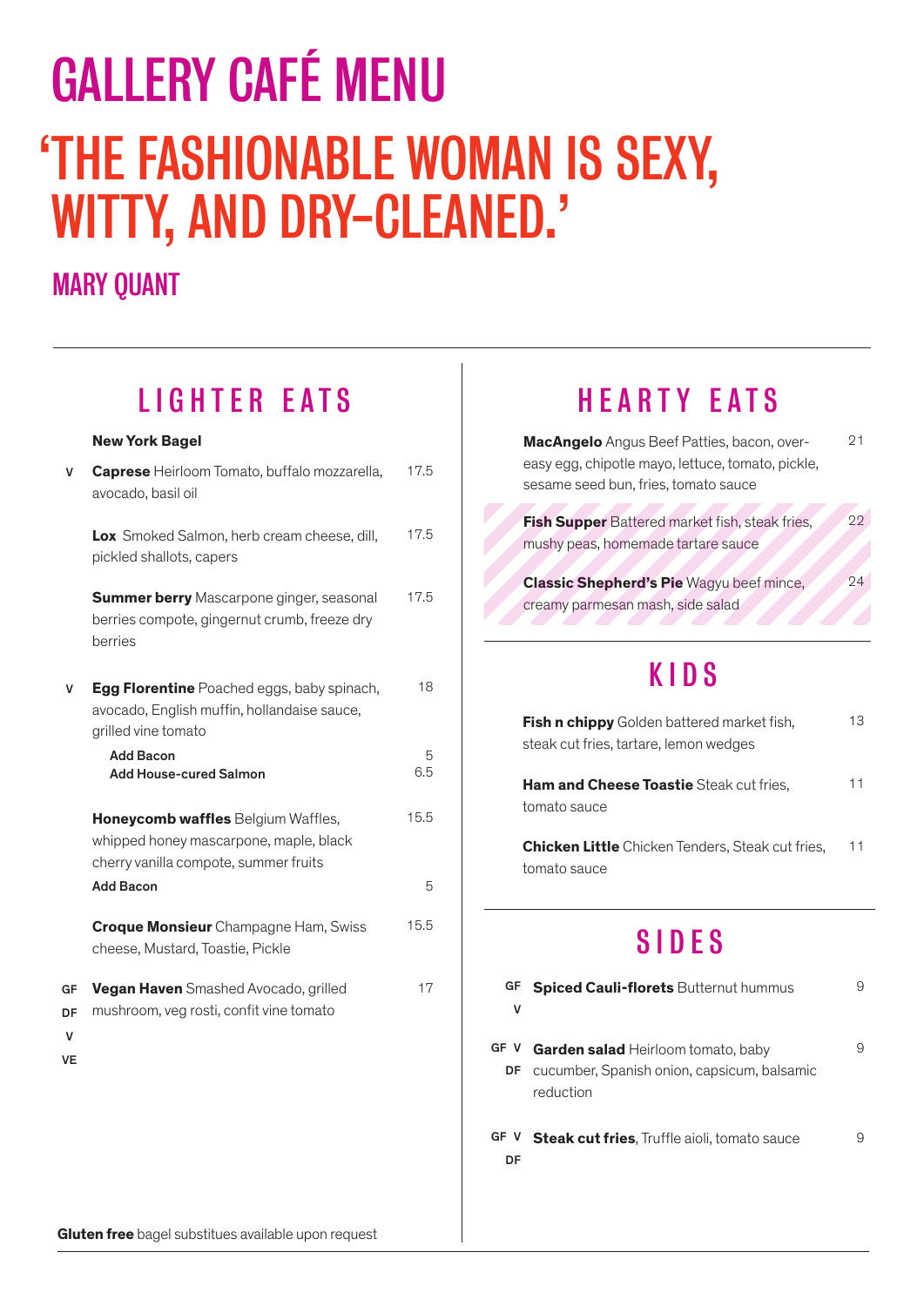# GALLERY CAFÉ MENU

## 'THE FASHIONABLE WOMAN IS SEXY, WITTY, AND DRY-CLEANED.'

### MARY QUANT

## LIGHTER EATS

**New York Bagel**

V **Caprese** Heirloom Tomato, buffalo mozzarella, avocado, basil oil — 17.5

**Lox** Smoked Salmon, herb cream cheese, dill, pickled shallots, capers — 17.5

**Summer berry** Mascarpone ginger, seasonal berries compote, gingernut crumb, freeze dry berries — 17.5

V **Egg Florentine** Poached eggs, baby spinach, avocado, English muffin, hollandaise sauce, grilled vine tomato — 18

- **Add Bacon** — 5
- **Add House-cured Salmon** — 6.5

**Honeycomb waffles** Belgium Waffles, whipped honey mascarpone, maple, black cherry vanilla compote, summer fruits — 15.5

- **Add Bacon** — 5

**Croque Monsieur** Champagne Ham, Swiss cheese, Mustard, Toastie, Pickle — 15.5

GF DF V VE **Vegan Haven** Smashed Avocado, grilled mushroom, veg rosti, confit vine tomato — 17

**Gluten free** bagel substitues available upon request

## HEARTY EATS

**MacAngelo** Angus Beef Patties, bacon, over-easy egg, chipotle mayo, lettuce, tomato, pickle, sesame seed bun, fries, tomato sauce — 21

**Fish Supper** Battered market fish, steak fries, mushy peas, homemade tartare sauce — 22

**Classic Shepherd's Pie** Wagyu beef mince, creamy parmesan mash, side salad — 24

## KIDS

**Fish n chippy** Golden battered market fish, steak cut fries, tartare, lemon wedges — 13

**Ham and Cheese Toastie** Steak cut fries, tomato sauce — 11

**Chicken Little** Chicken Tenders, Steak cut fries, tomato sauce — 11

## SIDES

GF V **Spiced Cauli-florets** Butternut hummus — 9

GF V DF **Garden salad** Heirloom tomato, baby cucumber, Spanish onion, capsicum, balsamic reduction — 9

GF V DF **Steak cut fries**, Truffle aioli, tomato sauce — 9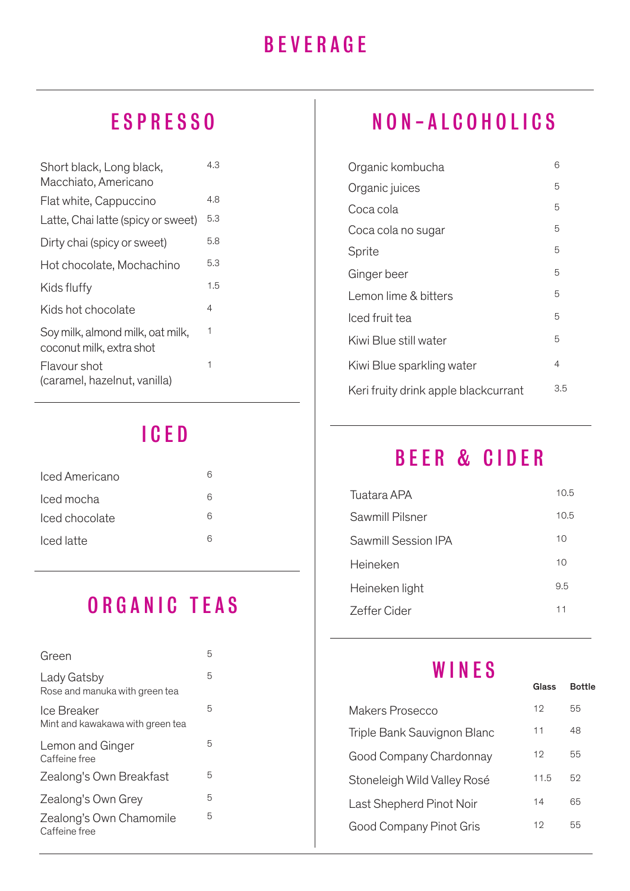# BEVERAGE

## ESPRESSO

| | |
|---|---|
| Short black, Long black, Macchiato, Americano | 4.3 |
| Flat white, Cappuccino | 4.8 |
| Latte, Chai latte (spicy or sweet) | 5.3 |
| Dirty chai (spicy or sweet) | 5.8 |
| Hot chocolate, Mochachino | 5.3 |
| Kids fluffy | 1.5 |
| Kids hot chocolate | 4 |
| Soy milk, almond milk, oat milk, coconut milk, extra shot | 1 |
| Flavour shot (caramel, hazelnut, vanilla) | 1 |

## ICED

| | |
|---|---|
| Iced Americano | 6 |
| Iced mocha | 6 |
| Iced chocolate | 6 |
| Iced latte | 6 |

## ORGANIC TEAS

| | |
|---|---|
| Green | 5 |
| Lady Gatsby<br>Rose and manuka with green tea | 5 |
| Ice Breaker<br>Mint and kawakawa with green tea | 5 |
| Lemon and Ginger<br>Caffeine free | 5 |
| Zealong's Own Breakfast | 5 |
| Zealong's Own Grey | 5 |
| Zealong's Own Chamomile<br>Caffeine free | 5 |

## NON-ALCOHOLICS

| | |
|---|---|
| Organic kombucha | 6 |
| Organic juices | 5 |
| Coca cola | 5 |
| Coca cola no sugar | 5 |
| Sprite | 5 |
| Ginger beer | 5 |
| Lemon lime & bitters | 5 |
| Iced fruit tea | 5 |
| Kiwi Blue still water | 5 |
| Kiwi Blue sparkling water | 4 |
| Keri fruity drink apple blackcurrant | 3.5 |

## BEER & CIDER

| | |
|---|---|
| Tuatara APA | 10.5 |
| Sawmill Pilsner | 10.5 |
| Sawmill Session IPA | 10 |
| Heineken | 10 |
| Heineken light | 9.5 |
| Zeffer Cider | 11 |

## WINES

| | Glass | Bottle |
|---|---|---|
| Makers Prosecco | 12 | 55 |
| Triple Bank Sauvignon Blanc | 11 | 48 |
| Good Company Chardonnay | 12 | 55 |
| Stoneleigh Wild Valley Rosé | 11.5 | 52 |
| Last Shepherd Pinot Noir | 14 | 65 |
| Good Company Pinot Gris | 12 | 55 |